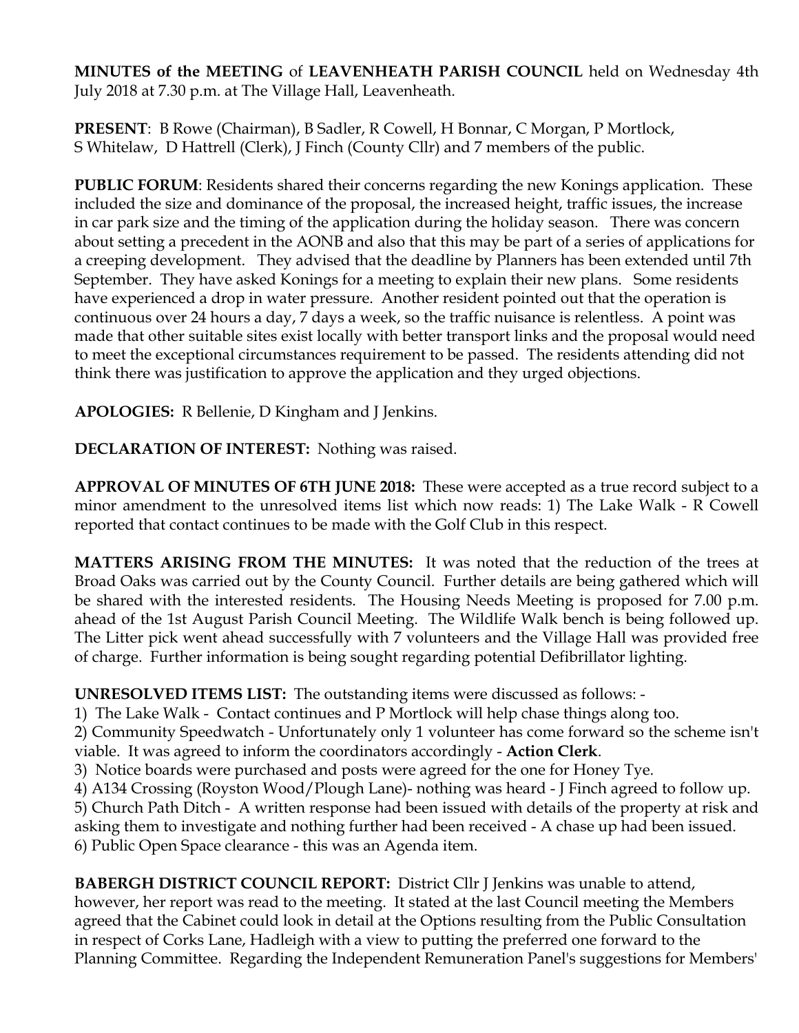**MINUTES of the MEETING** of **LEAVENHEATH PARISH COUNCIL** held on Wednesday 4th July 2018 at 7.30 p.m. at The Village Hall, Leavenheath.

**PRESENT**: B Rowe (Chairman), B Sadler, R Cowell, H Bonnar, C Morgan, P Mortlock, S Whitelaw, D Hattrell (Clerk), J Finch (County Cllr) and 7 members of the public.

**PUBLIC FORUM**: Residents shared their concerns regarding the new Konings application. These included the size and dominance of the proposal, the increased height, traffic issues, the increase in car park size and the timing of the application during the holiday season. There was concern about setting a precedent in the AONB and also that this may be part of a series of applications for a creeping development. They advised that the deadline by Planners has been extended until 7th September. They have asked Konings for a meeting to explain their new plans. Some residents have experienced a drop in water pressure. Another resident pointed out that the operation is continuous over 24 hours a day, 7 days a week, so the traffic nuisance is relentless. A point was made that other suitable sites exist locally with better transport links and the proposal would need to meet the exceptional circumstances requirement to be passed. The residents attending did not think there was justification to approve the application and they urged objections.

**APOLOGIES:** R Bellenie, D Kingham and J Jenkins.

**DECLARATION OF INTEREST:** Nothing was raised.

**APPROVAL OF MINUTES OF 6TH JUNE 2018:** These were accepted as a true record subject to a minor amendment to the unresolved items list which now reads: 1) The Lake Walk - R Cowell reported that contact continues to be made with the Golf Club in this respect.

**MATTERS ARISING FROM THE MINUTES:** It was noted that the reduction of the trees at Broad Oaks was carried out by the County Council. Further details are being gathered which will be shared with the interested residents. The Housing Needs Meeting is proposed for 7.00 p.m. ahead of the 1st August Parish Council Meeting. The Wildlife Walk bench is being followed up. The Litter pick went ahead successfully with 7 volunteers and the Village Hall was provided free of charge. Further information is being sought regarding potential Defibrillator lighting.

**UNRESOLVED ITEMS LIST:** The outstanding items were discussed as follows: -

1) The Lake Walk - Contact continues and P Mortlock will help chase things along too.
2) Community Speedwatch - Unfortunately only 1 volunteer has come forward so the scheme isn't viable. It was agreed to inform the coordinators accordingly - **Action Clerk**.
3) Notice boards were purchased and posts were agreed for the one for Honey Tye.
4) A134 Crossing (Royston Wood/Plough Lane)- nothing was heard - J Finch agreed to follow up.
5) Church Path Ditch - A written response had been issued with details of the property at risk and asking them to investigate and nothing further had been received - A chase up had been issued.
6) Public Open Space clearance - this was an Agenda item.

**BABERGH DISTRICT COUNCIL REPORT:** District Cllr J Jenkins was unable to attend, however, her report was read to the meeting. It stated at the last Council meeting the Members agreed that the Cabinet could look in detail at the Options resulting from the Public Consultation in respect of Corks Lane, Hadleigh with a view to putting the preferred one forward to the Planning Committee. Regarding the Independent Remuneration Panel's suggestions for Members'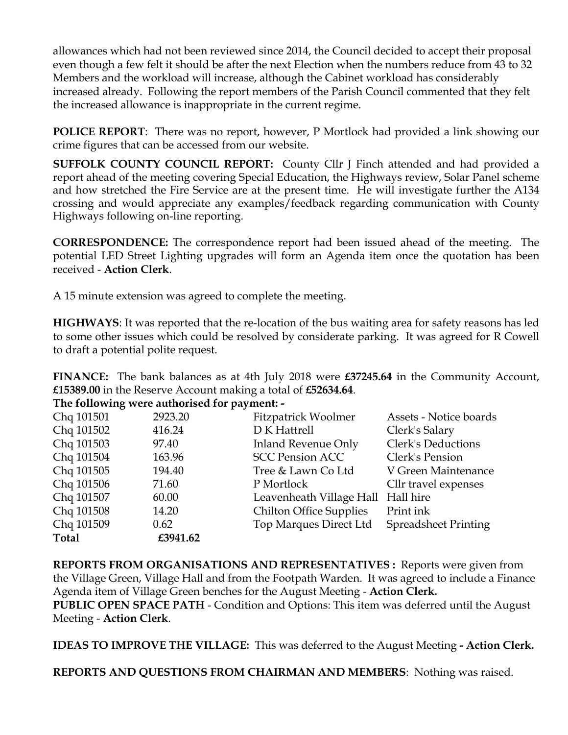allowances which had not been reviewed since 2014, the Council decided to accept their proposal even though a few felt it should be after the next Election when the numbers reduce from 43 to 32 Members and the workload will increase, although the Cabinet workload has considerably increased already. Following the report members of the Parish Council commented that they felt the increased allowance is inappropriate in the current regime.

**POLICE REPORT**: There was no report, however, P Mortlock had provided a link showing our crime figures that can be accessed from our website.

**SUFFOLK COUNTY COUNCIL REPORT:** County Cllr J Finch attended and had provided a report ahead of the meeting covering Special Education, the Highways review, Solar Panel scheme and how stretched the Fire Service are at the present time. He will investigate further the A134 crossing and would appreciate any examples/feedback regarding communication with County Highways following on-line reporting.

**CORRESPONDENCE:** The correspondence report had been issued ahead of the meeting. The potential LED Street Lighting upgrades will form an Agenda item once the quotation has been received - **Action Clerk**.

A 15 minute extension was agreed to complete the meeting.

**HIGHWAYS**: It was reported that the re-location of the bus waiting area for safety reasons has led to some other issues which could be resolved by considerate parking. It was agreed for R Cowell to draft a potential polite request.

**FINANCE:** The bank balances as at 4th July 2018 were **£37245.64** in the Community Account, **£15389.00** in the Reserve Account making a total of **£52634.64**.

**The following were authorised for payment: -**

| | | | |
|---|---|---|---|
| Chq 101501 | 2923.20 | Fitzpatrick Woolmer | Assets - Notice boards |
| Chq 101502 | 416.24 | D K Hattrell | Clerk's Salary |
| Chq 101503 | 97.40 | Inland Revenue Only | Clerk's Deductions |
| Chq 101504 | 163.96 | SCC Pension ACC | Clerk's Pension |
| Chq 101505 | 194.40 | Tree & Lawn Co Ltd | V Green Maintenance |
| Chq 101506 | 71.60 | P Mortlock | Cllr travel expenses |
| Chq 101507 | 60.00 | Leavenheath Village Hall | Hall hire |
| Chq 101508 | 14.20 | Chilton Office Supplies | Print ink |
| Chq 101509 | 0.62 | Top Marques Direct Ltd | Spreadsheet Printing |
| **Total** | **£3941.62** | | |

**REPORTS FROM ORGANISATIONS AND REPRESENTATIVES :** Reports were given from the Village Green, Village Hall and from the Footpath Warden. It was agreed to include a Finance Agenda item of Village Green benches for the August Meeting - **Action Clerk.**

**PUBLIC OPEN SPACE PATH** - Condition and Options: This item was deferred until the August Meeting - **Action Clerk**.

**IDEAS TO IMPROVE THE VILLAGE:** This was deferred to the August Meeting **- Action Clerk.**

**REPORTS AND QUESTIONS FROM CHAIRMAN AND MEMBERS**: Nothing was raised.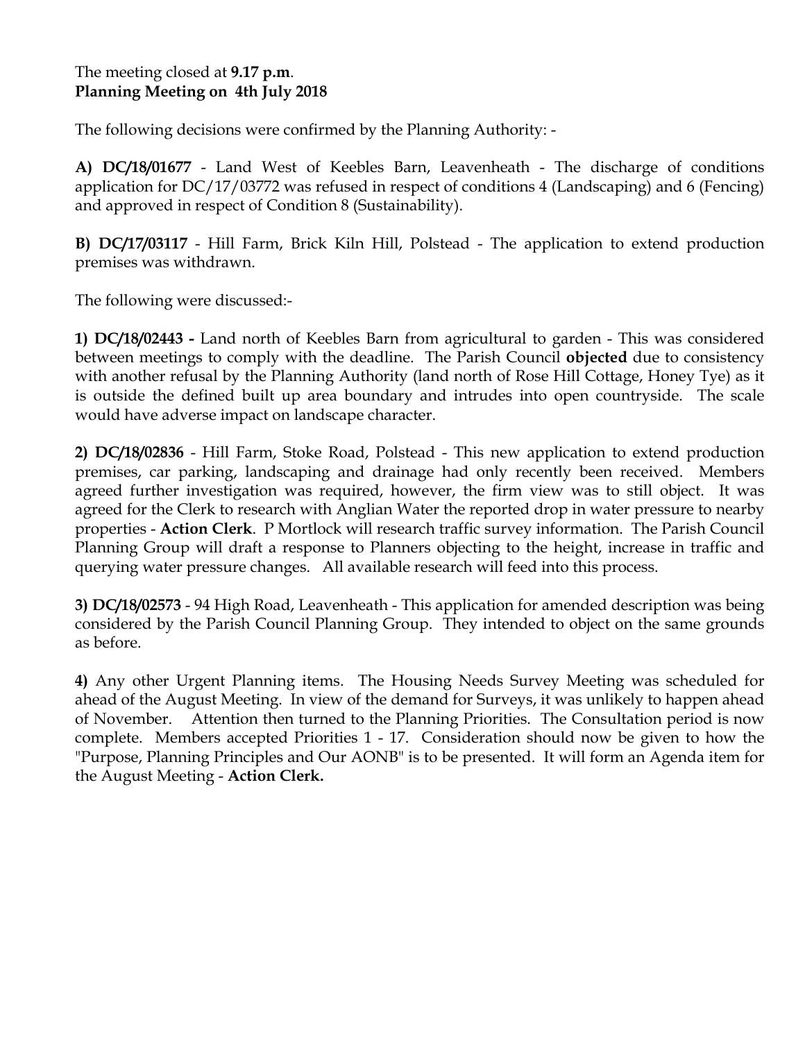The meeting closed at **9.17 p.m**.
**Planning Meeting on 4th July 2018**

The following decisions were confirmed by the Planning Authority: -

**A) DC/18/01677** - Land West of Keebles Barn, Leavenheath - The discharge of conditions application for DC/17/03772 was refused in respect of conditions 4 (Landscaping) and 6 (Fencing) and approved in respect of Condition 8 (Sustainability).

**B) DC/17/03117** - Hill Farm, Brick Kiln Hill, Polstead - The application to extend production premises was withdrawn.

The following were discussed:-

**1) DC/18/02443 -** Land north of Keebles Barn from agricultural to garden - This was considered between meetings to comply with the deadline. The Parish Council **objected** due to consistency with another refusal by the Planning Authority (land north of Rose Hill Cottage, Honey Tye) as it is outside the defined built up area boundary and intrudes into open countryside. The scale would have adverse impact on landscape character.

**2) DC/18/02836** - Hill Farm, Stoke Road, Polstead - This new application to extend production premises, car parking, landscaping and drainage had only recently been received. Members agreed further investigation was required, however, the firm view was to still object. It was agreed for the Clerk to research with Anglian Water the reported drop in water pressure to nearby properties - **Action Clerk**. P Mortlock will research traffic survey information. The Parish Council Planning Group will draft a response to Planners objecting to the height, increase in traffic and querying water pressure changes. All available research will feed into this process.

**3) DC/18/02573** - 94 High Road, Leavenheath - This application for amended description was being considered by the Parish Council Planning Group. They intended to object on the same grounds as before.

**4)** Any other Urgent Planning items. The Housing Needs Survey Meeting was scheduled for ahead of the August Meeting. In view of the demand for Surveys, it was unlikely to happen ahead of November. Attention then turned to the Planning Priorities. The Consultation period is now complete. Members accepted Priorities 1 - 17. Consideration should now be given to how the "Purpose, Planning Principles and Our AONB" is to be presented. It will form an Agenda item for the August Meeting - **Action Clerk.**